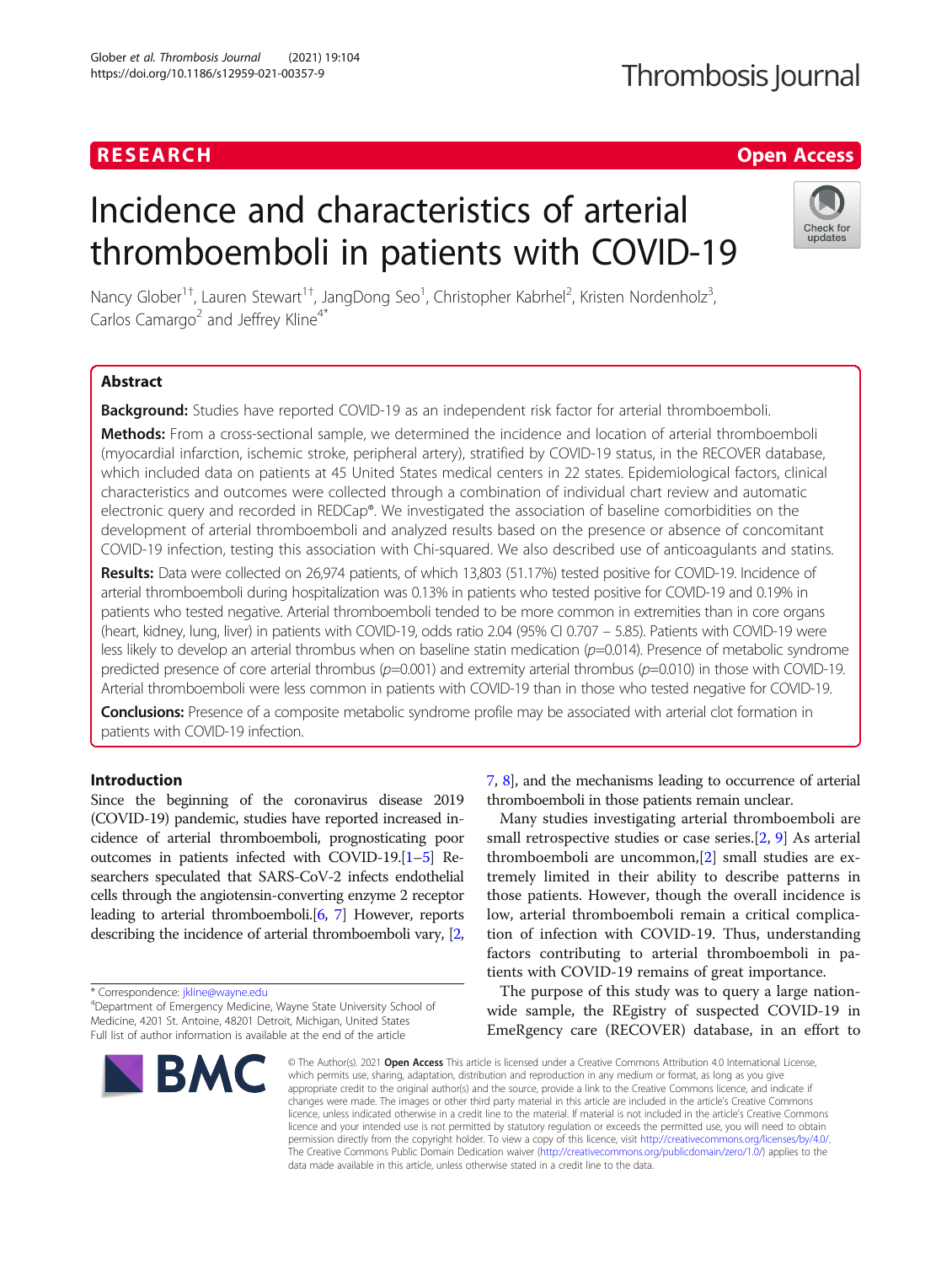RESEARCH

Open Access

# Incidence and characteristics of arterial thromboemboli in patients with COVID-19

Nancy Glober[1†], Lauren Stewart[1†], JangDong Seo[1], Christopher Kabrhel[2], Kristen Nordenholz[3], Carlos Camargo[2] and Jeffrey Kline[4*]

## Abstract

**Background:** Studies have reported COVID-19 as an independent risk factor for arterial thromboemboli.

**Methods:** From a cross-sectional sample, we determined the incidence and location of arterial thromboemboli (myocardial infarction, ischemic stroke, peripheral artery), stratified by COVID-19 status, in the RECOVER database, which included data on patients at 45 United States medical centers in 22 states. Epidemiological factors, clinical characteristics and outcomes were collected through a combination of individual chart review and automatic electronic query and recorded in REDCap®. We investigated the association of baseline comorbidities on the development of arterial thromboemboli and analyzed results based on the presence or absence of concomitant COVID-19 infection, testing this association with Chi-squared. We also described use of anticoagulants and statins.

**Results:** Data were collected on 26,974 patients, of which 13,803 (51.17%) tested positive for COVID-19. Incidence of arterial thromboemboli during hospitalization was 0.13% in patients who tested positive for COVID-19 and 0.19% in patients who tested negative. Arterial thromboemboli tended to be more common in extremities than in core organs (heart, kidney, lung, liver) in patients with COVID-19, odds ratio 2.04 (95% CI 0.707 – 5.85). Patients with COVID-19 were less likely to develop an arterial thrombus when on baseline statin medication ($p$=0.014). Presence of metabolic syndrome predicted presence of core arterial thrombus ($p$=0.001) and extremity arterial thrombus ($p$=0.010) in those with COVID-19. Arterial thromboemboli were less common in patients with COVID-19 than in those who tested negative for COVID-19.

**Conclusions:** Presence of a composite metabolic syndrome profile may be associated with arterial clot formation in patients with COVID-19 infection.

## Introduction

Since the beginning of the coronavirus disease 2019 (COVID-19) pandemic, studies have reported increased incidence of arterial thromboemboli, prognosticating poor outcomes in patients infected with COVID-19.[1–5] Researchers speculated that SARS-CoV-2 infects endothelial cells through the angiotensin-converting enzyme 2 receptor leading to arterial thromboemboli.[6, 7] However, reports describing the incidence of arterial thromboemboli vary, [2, 7, 8], and the mechanisms leading to occurrence of arterial thromboemboli in those patients remain unclear.

Many studies investigating arterial thromboemboli are small retrospective studies or case series.[2, 9] As arterial thromboemboli are uncommon,[2] small studies are extremely limited in their ability to describe patterns in those patients. However, though the overall incidence is low, arterial thromboemboli remain a critical complication of infection with COVID-19. Thus, understanding factors contributing to arterial thromboemboli in patients with COVID-19 remains of great importance.

The purpose of this study was to query a large nationwide sample, the REgistry of suspected COVID-19 in EmeRgency care (RECOVER) database, in an effort to

* Correspondence: jkline@wayne.edu

[4]Department of Emergency Medicine, Wayne State University School of Medicine, 4201 St. Antoine, 48201 Detroit, Michigan, United States

Full list of author information is available at the end of the article

© The Author(s). 2021 **Open Access** This article is licensed under a Creative Commons Attribution 4.0 International License, which permits use, sharing, adaptation, distribution and reproduction in any medium or format, as long as you give appropriate credit to the original author(s) and the source, provide a link to the Creative Commons licence, and indicate if changes were made. The images or other third party material in this article are included in the article's Creative Commons licence, unless indicated otherwise in a credit line to the material. If material is not included in the article's Creative Commons licence and your intended use is not permitted by statutory regulation or exceeds the permitted use, you will need to obtain permission directly from the copyright holder. To view a copy of this licence, visit http://creativecommons.org/licenses/by/4.0/. The Creative Commons Public Domain Dedication waiver (http://creativecommons.org/publicdomain/zero/1.0/) applies to the data made available in this article, unless otherwise stated in a credit line to the data.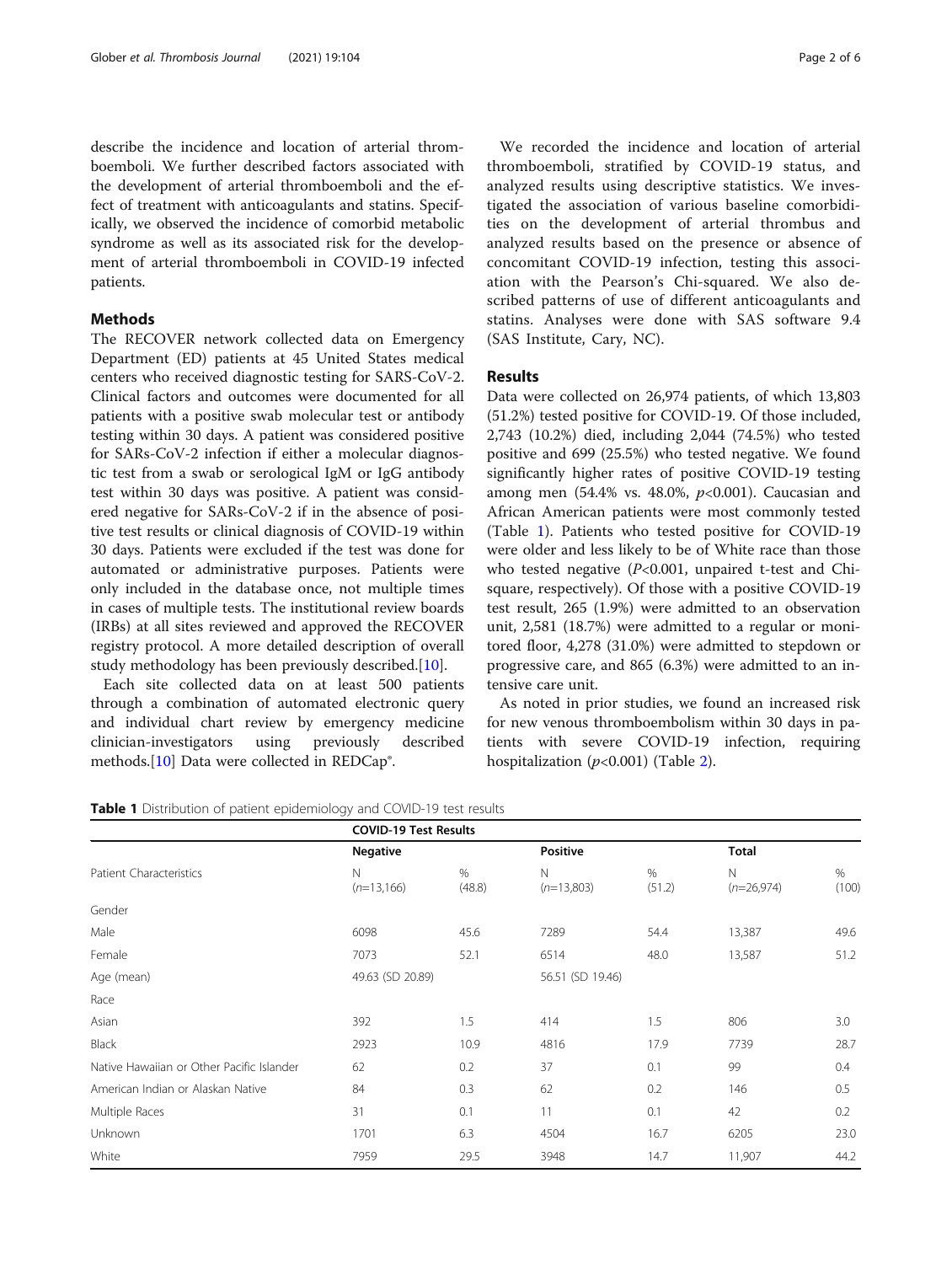describe the incidence and location of arterial thromboemboli. We further described factors associated with the development of arterial thromboemboli and the effect of treatment with anticoagulants and statins. Specifically, we observed the incidence of comorbid metabolic syndrome as well as its associated risk for the development of arterial thromboemboli in COVID-19 infected patients.

## Methods

The RECOVER network collected data on Emergency Department (ED) patients at 45 United States medical centers who received diagnostic testing for SARS-CoV-2. Clinical factors and outcomes were documented for all patients with a positive swab molecular test or antibody testing within 30 days. A patient was considered positive for SARs-CoV-2 infection if either a molecular diagnostic test from a swab or serological IgM or IgG antibody test within 30 days was positive. A patient was considered negative for SARs-CoV-2 if in the absence of positive test results or clinical diagnosis of COVID-19 within 30 days. Patients were excluded if the test was done for automated or administrative purposes. Patients were only included in the database once, not multiple times in cases of multiple tests. The institutional review boards (IRBs) at all sites reviewed and approved the RECOVER registry protocol. A more detailed description of overall study methodology has been previously described.[10].

Each site collected data on at least 500 patients through a combination of automated electronic query and individual chart review by emergency medicine clinician-investigators using previously described methods.[10] Data were collected in REDCap®.

We recorded the incidence and location of arterial thromboemboli, stratified by COVID-19 status, and analyzed results using descriptive statistics. We investigated the association of various baseline comorbidities on the development of arterial thrombus and analyzed results based on the presence or absence of concomitant COVID-19 infection, testing this association with the Pearson's Chi-squared. We also described patterns of use of different anticoagulants and statins. Analyses were done with SAS software 9.4 (SAS Institute, Cary, NC).

## Results

Data were collected on 26,974 patients, of which 13,803 (51.2%) tested positive for COVID-19. Of those included, 2,743 (10.2%) died, including 2,044 (74.5%) who tested positive and 699 (25.5%) who tested negative. We found significantly higher rates of positive COVID-19 testing among men (54.4% vs. 48.0%, $p<0.001$). Caucasian and African American patients were most commonly tested (Table 1). Patients who tested positive for COVID-19 were older and less likely to be of White race than those who tested negative ($P<0.001$, unpaired t-test and Chi-square, respectively). Of those with a positive COVID-19 test result, 265 (1.9%) were admitted to an observation unit, 2,581 (18.7%) were admitted to a regular or monitored floor, 4,278 (31.0%) were admitted to stepdown or progressive care, and 865 (6.3%) were admitted to an intensive care unit.

As noted in prior studies, we found an increased risk for new venous thromboembolism within 30 days in patients with severe COVID-19 infection, requiring hospitalization ($p<0.001$) (Table 2).

**Table 1** Distribution of patient epidemiology and COVID-19 test results

| | COVID-19 Test Results | | | | | |
|---|---|---|---|---|---|---|
| | **Negative** | | **Positive** | | **Total** | |
| Patient Characteristics | N (n=13,166) | % (48.8) | N (n=13,803) | % (51.2) | N (n=26,974) | % (100) |
| Gender | | | | | | |
| Male | 6098 | 45.6 | 7289 | 54.4 | 13,387 | 49.6 |
| Female | 7073 | 52.1 | 6514 | 48.0 | 13,587 | 51.2 |
| Age (mean) | 49.63 (SD 20.89) | | 56.51 (SD 19.46) | | | |
| Race | | | | | | |
| Asian | 392 | 1.5 | 414 | 1.5 | 806 | 3.0 |
| Black | 2923 | 10.9 | 4816 | 17.9 | 7739 | 28.7 |
| Native Hawaiian or Other Pacific Islander | 62 | 0.2 | 37 | 0.1 | 99 | 0.4 |
| American Indian or Alaskan Native | 84 | 0.3 | 62 | 0.2 | 146 | 0.5 |
| Multiple Races | 31 | 0.1 | 11 | 0.1 | 42 | 0.2 |
| Unknown | 1701 | 6.3 | 4504 | 16.7 | 6205 | 23.0 |
| White | 7959 | 29.5 | 3948 | 14.7 | 11,907 | 44.2 |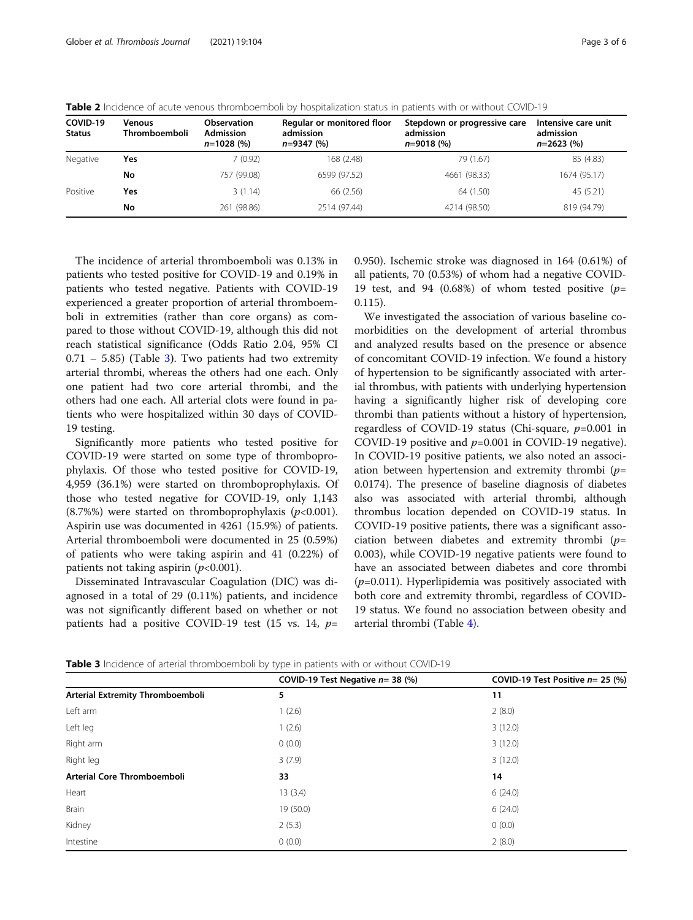**Table 2** Incidence of acute venous thromboemboli by hospitalization status in patients with or without COVID-19

| COVID-19 Status | Venous Thromboemboli | Observation Admission $n$=1028 (%) | Regular or monitored floor admission $n$=9347 (%) | Stepdown or progressive care admission $n$=9018 (%) | Intensive care unit admission $n$=2623 (%) |
|---|---|---|---|---|---|
| Negative | **Yes** | 7 (0.92) | 168 (2.48) | 79 (1.67) | 85 (4.83) |
| | **No** | 757 (99.08) | 6599 (97.52) | 4661 (98.33) | 1674 (95.17) |
| Positive | **Yes** | 3 (1.14) | 66 (2.56) | 64 (1.50) | 45 (5.21) |
| | **No** | 261 (98.86) | 2514 (97.44) | 4214 (98.50) | 819 (94.79) |

The incidence of arterial thromboemboli was 0.13% in patients who tested positive for COVID-19 and 0.19% in patients who tested negative. Patients with COVID-19 experienced a greater proportion of arterial thromboemboli in extremities (rather than core organs) as compared to those without COVID-19, although this did not reach statistical significance (Odds Ratio 2.04, 95% CI 0.71 – 5.85) (Table 3). Two patients had two extremity arterial thrombi, whereas the others had one each. Only one patient had two core arterial thrombi, and the others had one each. All arterial clots were found in patients who were hospitalized within 30 days of COVID-19 testing.

Significantly more patients who tested positive for COVID-19 were started on some type of thromboprophylaxis. Of those who tested positive for COVID-19, 4,959 (36.1%) were started on thromboprophylaxis. Of those who tested negative for COVID-19, only 1,143 (8.7%%) were started on thromboprophylaxis ($p$<0.001). Aspirin use was documented in 4261 (15.9%) of patients. Arterial thromboemboli were documented in 25 (0.59%) of patients who were taking aspirin and 41 (0.22%) of patients not taking aspirin ($p$<0.001).

Disseminated Intravascular Coagulation (DIC) was diagnosed in a total of 29 (0.11%) patients, and incidence was not significantly different based on whether or not patients had a positive COVID-19 test (15 vs. 14, $p$= 0.950). Ischemic stroke was diagnosed in 164 (0.61%) of all patients, 70 (0.53%) of whom had a negative COVID-19 test, and 94 (0.68%) of whom tested positive ($p$= 0.115).

We investigated the association of various baseline comorbidities on the development of arterial thrombus and analyzed results based on the presence or absence of concomitant COVID-19 infection. We found a history of hypertension to be significantly associated with arterial thrombus, with patients with underlying hypertension having a significantly higher risk of developing core thrombi than patients without a history of hypertension, regardless of COVID-19 status (Chi-square, $p$=0.001 in COVID-19 positive and $p$=0.001 in COVID-19 negative). In COVID-19 positive patients, we also noted an association between hypertension and extremity thrombi ($p$= 0.0174). The presence of baseline diagnosis of diabetes also was associated with arterial thrombi, although thrombus location depended on COVID-19 status. In COVID-19 positive patients, there was a significant association between diabetes and extremity thrombi ($p$= 0.003), while COVID-19 negative patients were found to have an associated between diabetes and core thrombi ($p$=0.011). Hyperlipidemia was positively associated with both core and extremity thrombi, regardless of COVID-19 status. We found no association between obesity and arterial thrombi (Table 4).

**Table 3** Incidence of arterial thromboemboli by type in patients with or without COVID-19

| | COVID-19 Test Negative $n$= 38 (%) | COVID-19 Test Positive $n$= 25 (%) |
|---|---|---|
| **Arterial Extremity Thromboemboli** | **5** | **11** |
| Left arm | 1 (2.6) | 2 (8.0) |
| Left leg | 1 (2.6) | 3 (12.0) |
| Right arm | 0 (0.0) | 3 (12.0) |
| Right leg | 3 (7.9) | 3 (12.0) |
| **Arterial Core Thromboemboli** | **33** | **14** |
| Heart | 13 (3.4) | 6 (24.0) |
| Brain | 19 (50.0) | 6 (24.0) |
| Kidney | 2 (5.3) | 0 (0.0) |
| Intestine | 0 (0.0) | 2 (8.0) |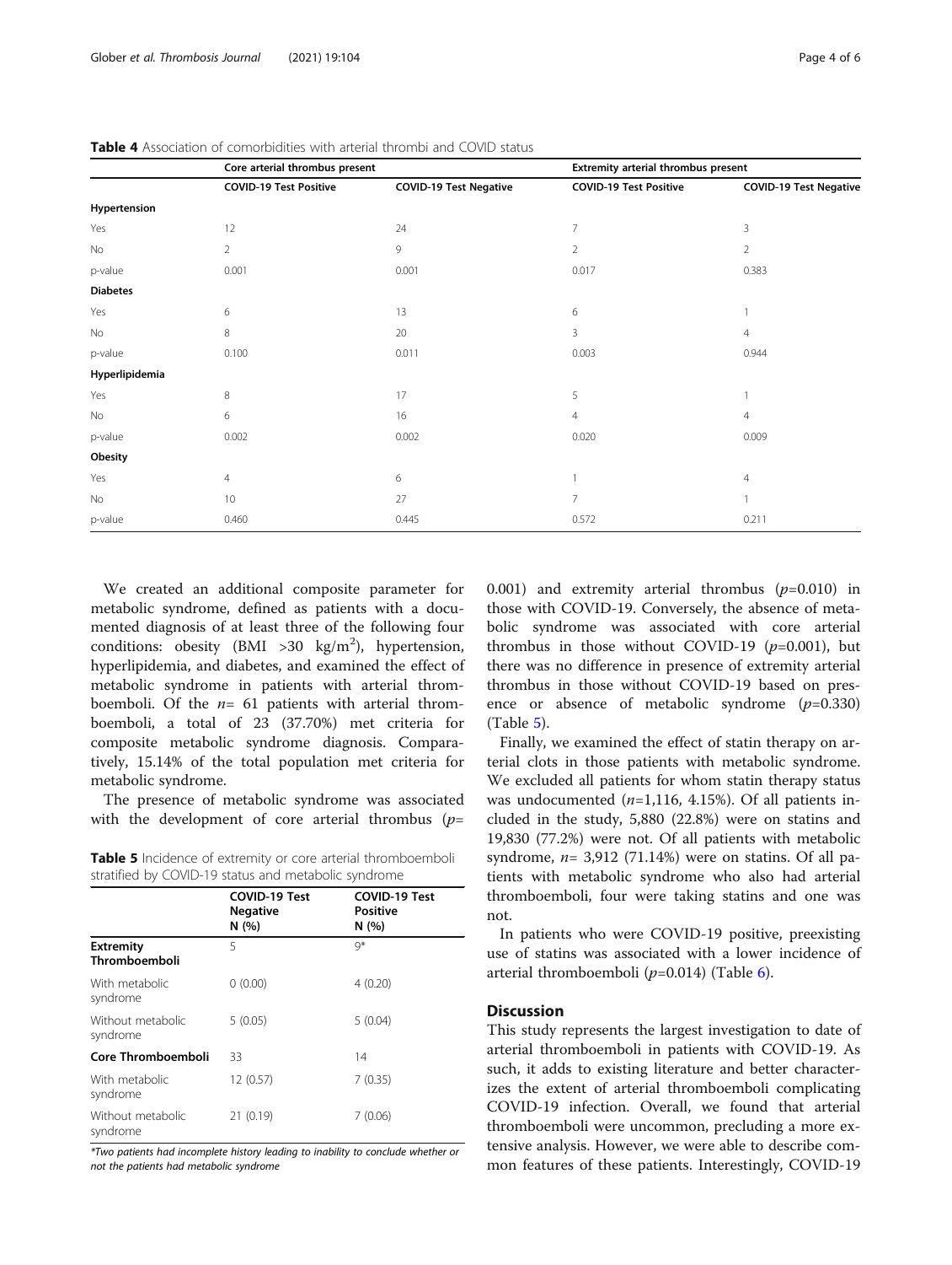**Table 4** Association of comorbidities with arterial thrombi and COVID status

| | Core arterial thrombus present | | Extremity arterial thrombus present | |
|---|---|---|---|---|
| | COVID-19 Test Positive | COVID-19 Test Negative | COVID-19 Test Positive | COVID-19 Test Negative |
| **Hypertension** | | | | |
| Yes | 12 | 24 | 7 | 3 |
| No | 2 | 9 | 2 | 2 |
| p-value | 0.001 | 0.001 | 0.017 | 0.383 |
| **Diabetes** | | | | |
| Yes | 6 | 13 | 6 | 1 |
| No | 8 | 20 | 3 | 4 |
| p-value | 0.100 | 0.011 | 0.003 | 0.944 |
| **Hyperlipidemia** | | | | |
| Yes | 8 | 17 | 5 | 1 |
| No | 6 | 16 | 4 | 4 |
| p-value | 0.002 | 0.002 | 0.020 | 0.009 |
| **Obesity** | | | | |
| Yes | 4 | 6 | 1 | 4 |
| No | 10 | 27 | 7 | 1 |
| p-value | 0.460 | 0.445 | 0.572 | 0.211 |

We created an additional composite parameter for metabolic syndrome, defined as patients with a documented diagnosis of at least three of the following four conditions: obesity (BMI >30 kg/m$^2$), hypertension, hyperlipidemia, and diabetes, and examined the effect of metabolic syndrome in patients with arterial thromboemboli. Of the $n$= 61 patients with arterial thromboemboli, a total of 23 (37.70%) met criteria for composite metabolic syndrome diagnosis. Comparatively, 15.14% of the total population met criteria for metabolic syndrome.

The presence of metabolic syndrome was associated with the development of core arterial thrombus ($p$= 0.001) and extremity arterial thrombus ($p$=0.010) in those with COVID-19. Conversely, the absence of metabolic syndrome was associated with core arterial thrombus in those without COVID-19 ($p$=0.001), but there was no difference in presence of extremity arterial thrombus in those without COVID-19 based on presence or absence of metabolic syndrome ($p$=0.330) (Table 5).

**Table 5** Incidence of extremity or core arterial thromboemboli stratified by COVID-19 status and metabolic syndrome

| | COVID-19 Test Negative N (%) | COVID-19 Test Positive N (%) |
|---|---|---|
| **Extremity Thromboemboli** | 5 | 9* |
| With metabolic syndrome | 0 (0.00) | 4 (0.20) |
| Without metabolic syndrome | 5 (0.05) | 5 (0.04) |
| **Core Thromboemboli** | 33 | 14 |
| With metabolic syndrome | 12 (0.57) | 7 (0.35) |
| Without metabolic syndrome | 21 (0.19) | 7 (0.06) |

*Two patients had incomplete history leading to inability to conclude whether or not the patients had metabolic syndrome*

Finally, we examined the effect of statin therapy on arterial clots in those patients with metabolic syndrome. We excluded all patients for whom statin therapy status was undocumented ($n$=1,116, 4.15%). Of all patients included in the study, 5,880 (22.8%) were on statins and 19,830 (77.2%) were not. Of all patients with metabolic syndrome, $n$= 3,912 (71.14%) were on statins. Of all patients with metabolic syndrome who also had arterial thromboemboli, four were taking statins and one was not.

In patients who were COVID-19 positive, preexisting use of statins was associated with a lower incidence of arterial thromboemboli ($p$=0.014) (Table 6).

## Discussion

This study represents the largest investigation to date of arterial thromboemboli in patients with COVID-19. As such, it adds to existing literature and better characterizes the extent of arterial thromboemboli complicating COVID-19 infection. Overall, we found that arterial thromboemboli were uncommon, precluding a more extensive analysis. However, we were able to describe common features of these patients. Interestingly, COVID-19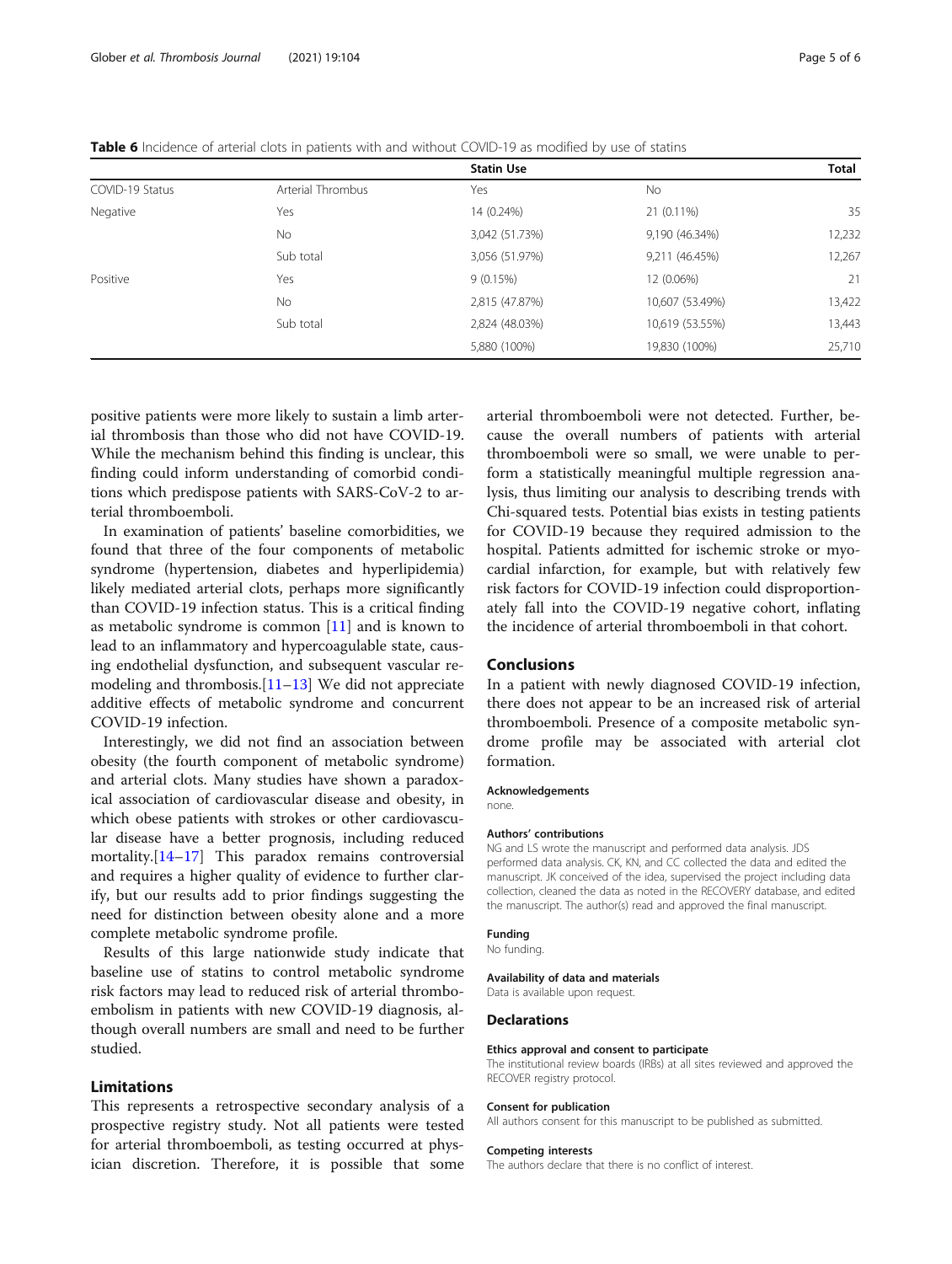**Table 6** Incidence of arterial clots in patients with and without COVID-19 as modified by use of statins

| | | Statin Use | | Total |
|---|---|---|---|---|
| COVID-19 Status | Arterial Thrombus | Yes | No | |
| Negative | Yes | 14 (0.24%) | 21 (0.11%) | 35 |
| | No | 3,042 (51.73%) | 9,190 (46.34%) | 12,232 |
| | Sub total | 3,056 (51.97%) | 9,211 (46.45%) | 12,267 |
| Positive | Yes | 9 (0.15%) | 12 (0.06%) | 21 |
| | No | 2,815 (47.87%) | 10,607 (53.49%) | 13,422 |
| | Sub total | 2,824 (48.03%) | 10,619 (53.55%) | 13,443 |
| | | 5,880 (100%) | 19,830 (100%) | 25,710 |

positive patients were more likely to sustain a limb arterial thrombosis than those who did not have COVID-19. While the mechanism behind this finding is unclear, this finding could inform understanding of comorbid conditions which predispose patients with SARS-CoV-2 to arterial thromboemboli.

In examination of patients' baseline comorbidities, we found that three of the four components of metabolic syndrome (hypertension, diabetes and hyperlipidemia) likely mediated arterial clots, perhaps more significantly than COVID-19 infection status. This is a critical finding as metabolic syndrome is common [11] and is known to lead to an inflammatory and hypercoagulable state, causing endothelial dysfunction, and subsequent vascular remodeling and thrombosis.[11–13] We did not appreciate additive effects of metabolic syndrome and concurrent COVID-19 infection.

Interestingly, we did not find an association between obesity (the fourth component of metabolic syndrome) and arterial clots. Many studies have shown a paradoxical association of cardiovascular disease and obesity, in which obese patients with strokes or other cardiovascular disease have a better prognosis, including reduced mortality.[14–17] This paradox remains controversial and requires a higher quality of evidence to further clarify, but our results add to prior findings suggesting the need for distinction between obesity alone and a more complete metabolic syndrome profile.

Results of this large nationwide study indicate that baseline use of statins to control metabolic syndrome risk factors may lead to reduced risk of arterial thromboembolism in patients with new COVID-19 diagnosis, although overall numbers are small and need to be further studied.

## Limitations

This represents a retrospective secondary analysis of a prospective registry study. Not all patients were tested for arterial thromboemboli, as testing occurred at physician discretion. Therefore, it is possible that some arterial thromboemboli were not detected. Further, because the overall numbers of patients with arterial thromboemboli were so small, we were unable to perform a statistically meaningful multiple regression analysis, thus limiting our analysis to describing trends with Chi-squared tests. Potential bias exists in testing patients for COVID-19 because they required admission to the hospital. Patients admitted for ischemic stroke or myocardial infarction, for example, but with relatively few risk factors for COVID-19 infection could disproportionately fall into the COVID-19 negative cohort, inflating the incidence of arterial thromboemboli in that cohort.

## Conclusions

In a patient with newly diagnosed COVID-19 infection, there does not appear to be an increased risk of arterial thromboemboli. Presence of a composite metabolic syndrome profile may be associated with arterial clot formation.

#### Acknowledgements

none.

#### Authors' contributions

NG and LS wrote the manuscript and performed data analysis. JDS performed data analysis. CK, KN, and CC collected the data and edited the manuscript. JK conceived of the idea, supervised the project including data collection, cleaned the data as noted in the RECOVERY database, and edited the manuscript. The author(s) read and approved the final manuscript.

#### Funding

No funding.

#### Availability of data and materials

Data is available upon request.

### Declarations

#### Ethics approval and consent to participate

The institutional review boards (IRBs) at all sites reviewed and approved the RECOVER registry protocol.

#### Consent for publication

All authors consent for this manuscript to be published as submitted.

#### Competing interests

The authors declare that there is no conflict of interest.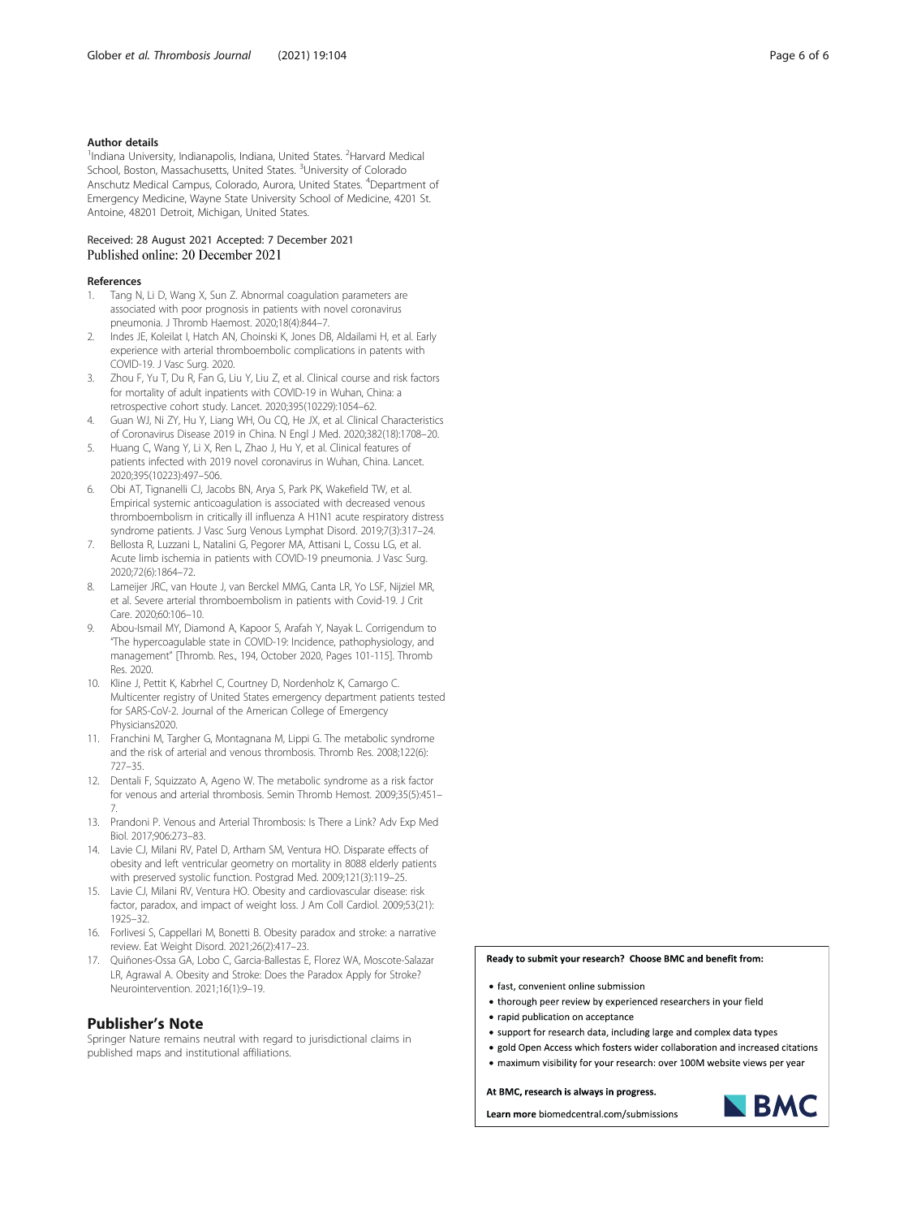#### Author details

[1]Indiana University, Indianapolis, Indiana, United States. [2]Harvard Medical School, Boston, Massachusetts, United States. [3]University of Colorado Anschutz Medical Campus, Colorado, Aurora, United States. [4]Department of Emergency Medicine, Wayne State University School of Medicine, 4201 St. Antoine, 48201 Detroit, Michigan, United States.

Received: 28 August 2021 Accepted: 7 December 2021
Published online: 20 December 2021

#### References

1. Tang N, Li D, Wang X, Sun Z. Abnormal coagulation parameters are associated with poor prognosis in patients with novel coronavirus pneumonia. J Thromb Haemost. 2020;18(4):844–7.
2. Indes JE, Koleilat I, Hatch AN, Choinski K, Jones DB, Aldailami H, et al. Early experience with arterial thromboembolic complications in patents with COVID-19. J Vasc Surg. 2020.
3. Zhou F, Yu T, Du R, Fan G, Liu Y, Liu Z, et al. Clinical course and risk factors for mortality of adult inpatients with COVID-19 in Wuhan, China: a retrospective cohort study. Lancet. 2020;395(10229):1054–62.
4. Guan WJ, Ni ZY, Hu Y, Liang WH, Ou CQ, He JX, et al. Clinical Characteristics of Coronavirus Disease 2019 in China. N Engl J Med. 2020;382(18):1708–20.
5. Huang C, Wang Y, Li X, Ren L, Zhao J, Hu Y, et al. Clinical features of patients infected with 2019 novel coronavirus in Wuhan, China. Lancet. 2020;395(10223):497–506.
6. Obi AT, Tignanelli CJ, Jacobs BN, Arya S, Park PK, Wakefield TW, et al. Empirical systemic anticoagulation is associated with decreased venous thromboembolism in critically ill influenza A H1N1 acute respiratory distress syndrome patients. J Vasc Surg Venous Lymphat Disord. 2019;7(3):317–24.
7. Bellosta R, Luzzani L, Natalini G, Pegorer MA, Attisani L, Cossu LG, et al. Acute limb ischemia in patients with COVID-19 pneumonia. J Vasc Surg. 2020;72(6):1864–72.
8. Lameijer JRC, van Houte J, van Berckel MMG, Canta LR, Yo LSF, Nijziel MR, et al. Severe arterial thromboembolism in patients with Covid-19. J Crit Care. 2020;60:106–10.
9. Abou-Ismail MY, Diamond A, Kapoor S, Arafah Y, Nayak L. Corrigendum to "The hypercoagulable state in COVID-19: Incidence, pathophysiology, and management" [Thromb. Res., 194, October 2020, Pages 101-115]. Thromb Res. 2020.
10. Kline J, Pettit K, Kabrhel C, Courtney D, Nordenholz K, Camargo C. Multicenter registry of United States emergency department patients tested for SARS-CoV-2. Journal of the American College of Emergency Physicians2020.
11. Franchini M, Targher G, Montagnana M, Lippi G. The metabolic syndrome and the risk of arterial and venous thrombosis. Thromb Res. 2008;122(6): 727–35.
12. Dentali F, Squizzato A, Ageno W. The metabolic syndrome as a risk factor for venous and arterial thrombosis. Semin Thromb Hemost. 2009;35(5):451–7.
13. Prandoni P. Venous and Arterial Thrombosis: Is There a Link? Adv Exp Med Biol. 2017;906:273–83.
14. Lavie CJ, Milani RV, Patel D, Artham SM, Ventura HO. Disparate effects of obesity and left ventricular geometry on mortality in 8088 elderly patients with preserved systolic function. Postgrad Med. 2009;121(3):119–25.
15. Lavie CJ, Milani RV, Ventura HO. Obesity and cardiovascular disease: risk factor, paradox, and impact of weight loss. J Am Coll Cardiol. 2009;53(21): 1925–32.
16. Forlivesi S, Cappellari M, Bonetti B. Obesity paradox and stroke: a narrative review. Eat Weight Disord. 2021;26(2):417–23.
17. Quiñones-Ossa GA, Lobo C, Garcia-Ballestas E, Florez WA, Moscote-Salazar LR, Agrawal A. Obesity and Stroke: Does the Paradox Apply for Stroke? Neurointervention. 2021;16(1):9–19.

## Publisher's Note

Springer Nature remains neutral with regard to jurisdictional claims in published maps and institutional affiliations.

**Ready to submit your research? Choose BMC and benefit from:**

- fast, convenient online submission
- thorough peer review by experienced researchers in your field
- rapid publication on acceptance
- support for research data, including large and complex data types
- gold Open Access which fosters wider collaboration and increased citations
- maximum visibility for your research: over 100M website views per year

**At BMC, research is always in progress.**

**Learn more** biomedcentral.com/submissions

BMC